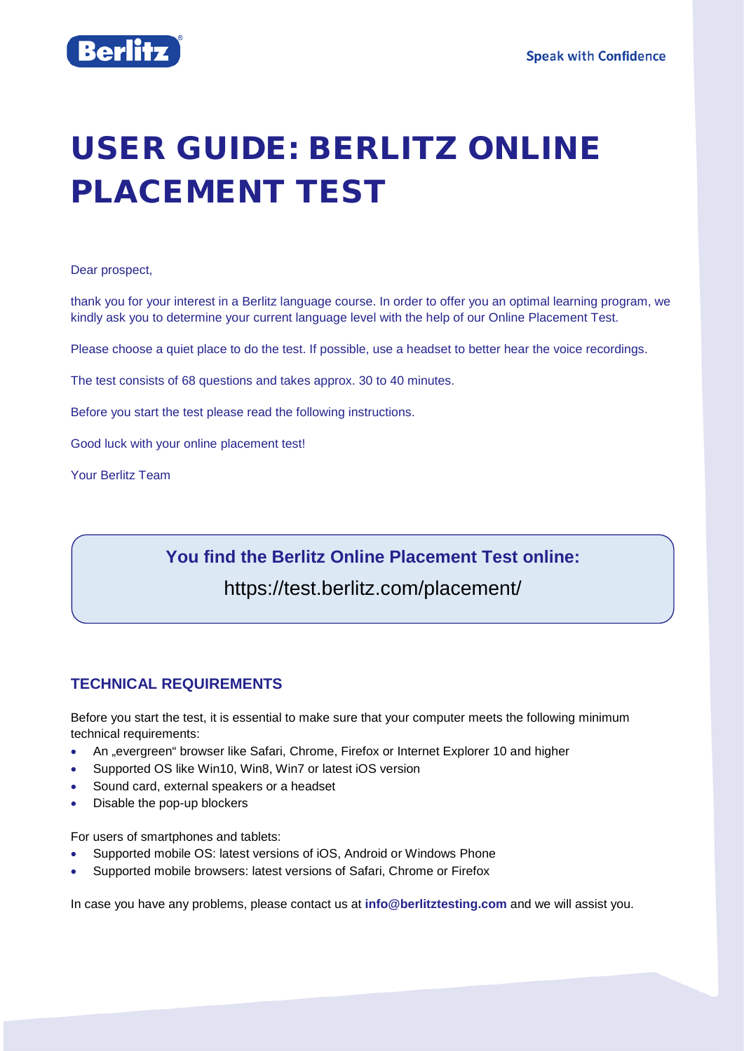# USER GUIDE: BERLITZ ONLINE PLACEMENT TEST

Dear prospect,

thank you for your interest in a Berlitz language course. In order to offer you an optimal learning program, we kindly ask you to determine your current language level with the help of our Online Placement Test.

Please choose a quiet place to do the test. If possible, use a headset to better hear the voice recordings.

The test consists of 68 questions and takes approx. 30 to 40 minutes.

Before you start the test please read the following instructions.

Good luck with your online placement test!

Your Berlitz Team

**You find the Berlitz Online Placement Test online:**

https://test.berlitz.com/placement/

## TECHNICAL REQUIREMENTS

Before you start the test, it is essential to make sure that your computer meets the following minimum technical requirements:

- An „evergreen“ browser like Safari, Chrome, Firefox or Internet Explorer 10 and higher
- Supported OS like Win10, Win8, Win7 or latest iOS version
- Sound card, external speakers or a headset
- Disable the pop-up blockers

For users of smartphones and tablets:

- Supported mobile OS: latest versions of iOS, Android or Windows Phone
- Supported mobile browsers: latest versions of Safari, Chrome or Firefox

In case you have any problems, please contact us at **info@berlitztesting.com** and we will assist you.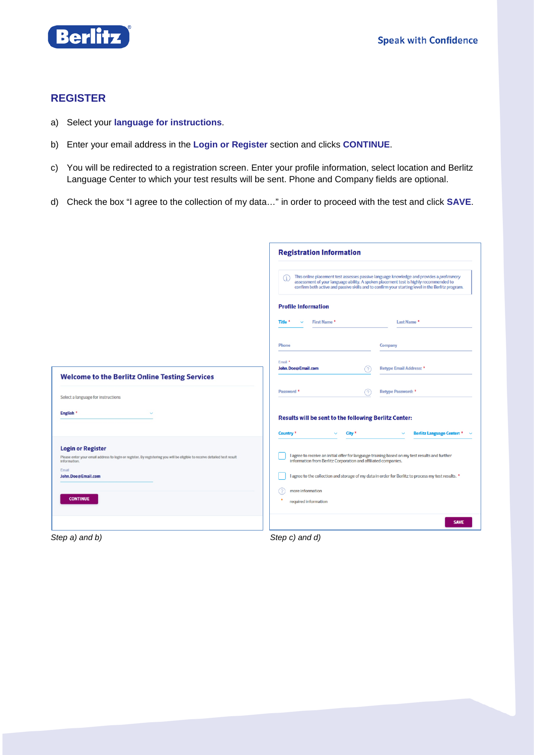## REGISTER

a) Select your **language for instructions**.

b) Enter your email address in the **Login or Register** section and clicks **CONTINUE**.

c) You will be redirected to a registration screen. Enter your profile information, select location and Berlitz Language Center to which your test results will be sent. Phone and Company fields are optional.

d) Check the box “I agree to the collection of my data…” in order to proceed with the test and click **SAVE**.

**Welcome to the Berlitz Online Testing Services**

Select a language for instructions

English *

**Login or Register**

Please enter your email address to login or register. By registering you will be eligible to receive detailed test result information.

Email

John.Doe@Email.com

CONTINUE

*Step a) and b)*

**Registration Information**

This online placement test assesses passive language knowledge and provides a *preliminary* assessment of your language ability. A spoken placement test is highly recommended to confirm both active and passive skills and to confirm your starting level in the Berlitz program.

**Profile Information**

Title * | First Name * | Last Name *

Phone | Company

Email * John.Doe@Email.com | Retype Email Address: *

Password * | Retype Password: *

**Results will be sent to the following Berlitz Center:**

Country * | City * | Berlitz Language Center: *

I agree to receive an initial offer for language training based on my test results and further information from Berlitz Corporation and affiliated companies.

I agree to the collection and storage of my data in order for Berlitz to process my test results. *

more information

\* required information

SAVE

*Step c) and d)*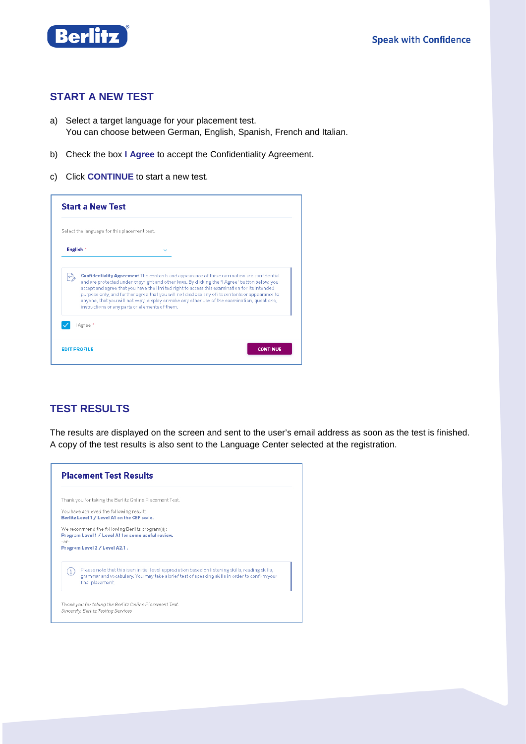## START A NEW TEST

a) Select a target language for your placement test.
   You can choose between German, English, Spanish, French and Italian.

b) Check the box **I Agree** to accept the Confidentiality Agreement.

c) Click **CONTINUE** to start a new test.

**Start a New Test**

Select the language for this placement test.

English *

**Confidentiality Agreement** The contents and appearance of this examination are confidential and are protected under copyright and other laws. By clicking the 'I Agree' button below, you accept and agree that you have the limited right to access this examination for its intended purpose only, and further agree that you will not disclose any of its contents or appearance to anyone, that you will not copy, display or make any other use of the examination, questions, instructions or any parts or elements of them.

I Agree *

EDIT PROFILE

CONTINUE

## TEST RESULTS

The results are displayed on the screen and sent to the user's email address as soon as the test is finished. A copy of the test results is also sent to the Language Center selected at the registration.

**Placement Test Results**

Thank you for taking the Berlitz Online Placement Test.

You have achieved the following result:
**Berlitz Level 1 / Level A1 on the CEF scale.**

We recommend the following Berlitz program(s):
**Program Level 1 / Level A1 for some useful review.**
-or-
**Program Level 2 / Level A2.1 .**

Please note that this is an initial level appreciation based on listening skills, reading skills, grammar and vocabulary. You may take a brief test of speaking skills in order to confirm your final placement.

*Thank you for taking the Berlitz Online Placement Test.*
*Sincerely, Berlitz Testing Services*